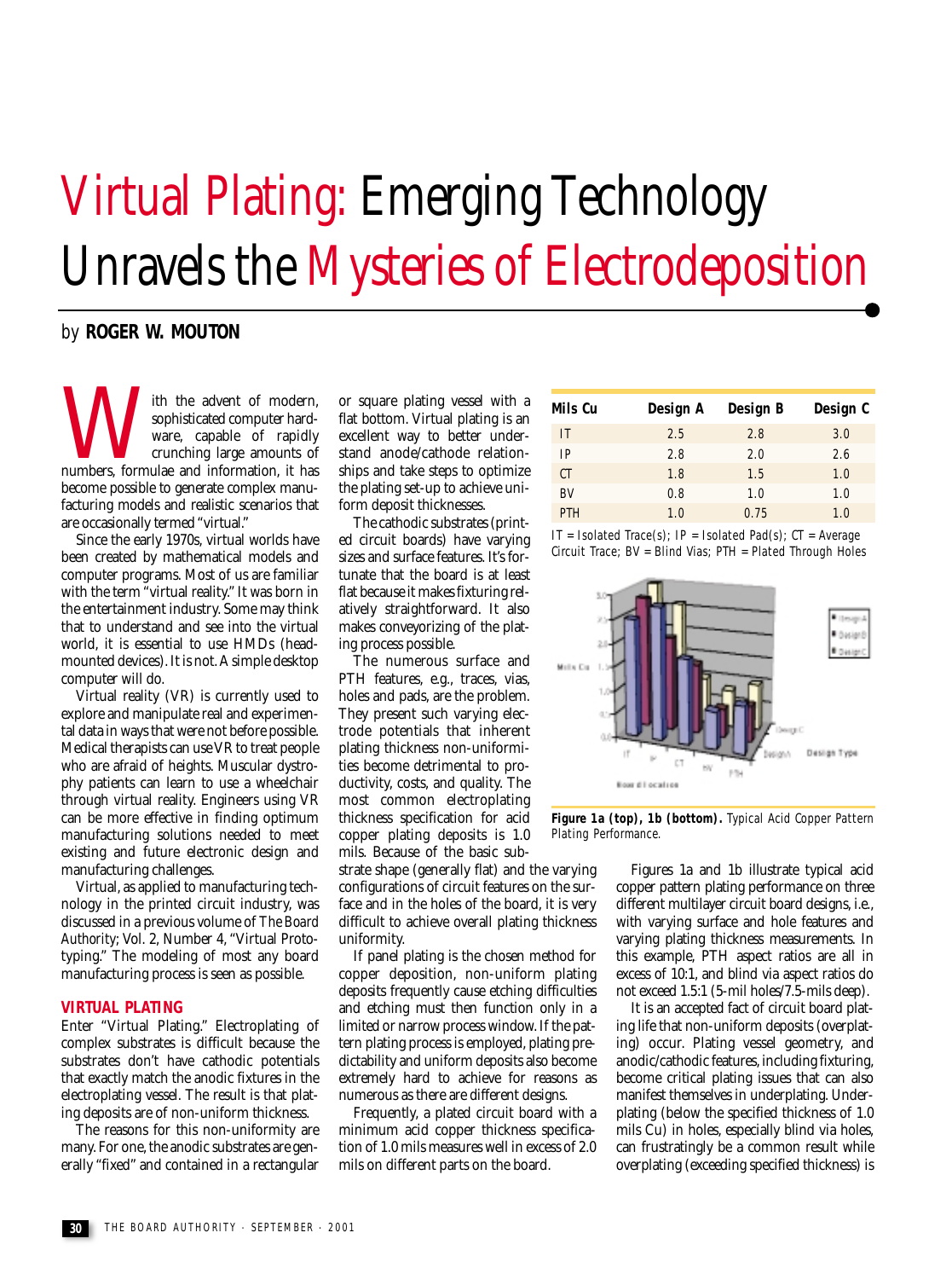# Virtual Plating: Emerging Technology Unravels the Mysteries of Electrodeposition

by **ROGER W. MOUTON**

With the advent of modern, sophisticated computer hardware, capable of rapidly crunching large amounts of numbers, formulae and information, it has become possible to generate complex manufacturing models and realistic scenarios that are occasionally termed "virtual."

Since the early 1970s, virtual worlds have been created by mathematical models and computer programs. Most of us are familiar with the term "virtual reality." It was born in the entertainment industry. Some may think that to understand and see into the virtual world, it is essential to use HMDs (head-mounted devices). It is not. A simple desktop computer will do.

Virtual reality (VR) is currently used to explore and manipulate real and experimental data in ways that were not before possible. Medical therapists can use VR to treat people who are afraid of heights. Muscular dystrophy patients can learn to use a wheelchair through virtual reality. Engineers using VR can be more effective in finding optimum manufacturing solutions needed to meet existing and future electronic design and manufacturing challenges.

Virtual, as applied to manufacturing technology in the printed circuit industry, was discussed in a previous volume of *The Board Authority*; Vol. 2, Number 4, "Virtual Prototyping." The modeling of most any board manufacturing process is seen as possible.

## VIRTUAL PLATING

Enter "Virtual Plating." Electroplating of complex substrates is difficult because the substrates don't have cathodic potentials that exactly match the anodic fixtures in the electroplating vessel. The result is that plating deposits are of non-uniform thickness.

The reasons for this non-uniformity are many. For one, the anodic substrates are generally "fixed" and contained in a rectangular or square plating vessel with a flat bottom. Virtual plating is an excellent way to better understand anode/cathode relationships and take steps to optimize the plating set-up to achieve uniform deposit thicknesses.

The cathodic substrates (printed circuit boards) have varying sizes and surface features. It's fortunate that the board is at least flat because it makes fixturing relatively straightforward. It also makes conveyorizing of the plating process possible.

The numerous surface and PTH features, e.g., traces, vias, holes and pads, are the problem. They present such varying electrode potentials that inherent plating thickness non-uniformities become detrimental to productivity, costs, and quality. The most common electroplating thickness specification for acid copper plating deposits is 1.0 mils. Because of the basic substrate shape (generally flat) and the varying configurations of circuit features on the surface and in the holes of the board, it is very difficult to achieve overall plating thickness uniformity.

If panel plating is the chosen method for copper deposition, non-uniform plating deposits frequently cause etching difficulties and etching must then function only in a limited or narrow process window. If the pattern plating process is employed, plating predictability and uniform deposits also become extremely hard to achieve for reasons as numerous as there are different designs.

Frequently, a plated circuit board with a minimum acid copper thickness specification of 1.0 mils measures well in excess of 2.0 mils on different parts on the board.

| Mils Cu | Design A | Design B | Design C |
|---|---|---|---|
| IT | 2.5 | 2.8 | 3.0 |
| IP | 2.8 | 2.0 | 2.6 |
| CT | 1.8 | 1.5 | 1.0 |
| BV | 0.8 | 1.0 | 1.0 |
| PTH | 1.0 | 0.75 | 1.0 |

IT = Isolated Trace(s); IP = Isolated Pad(s); CT = Average Circuit Trace; BV = Blind Vias; PTH = Plated Through Holes

**Figure 1a (top), 1b (bottom).** Typical Acid Copper Pattern Plating Performance.

Figures 1a and 1b illustrate typical acid copper pattern plating performance on three different multilayer circuit board designs, i.e., with varying surface and hole features and varying plating thickness measurements. In this example, PTH aspect ratios are all in excess of 10:1, and blind via aspect ratios do not exceed 1.5:1 (5-mil holes/7.5-mils deep).

It is an accepted fact of circuit board plating life that non-uniform deposits (overplating) occur. Plating vessel geometry, and anodic/cathodic features, including fixturing, become critical plating issues that can also manifest themselves in underplating. Underplating (below the specified thickness of 1.0 mils Cu) in holes, especially blind via holes, can frustratingly be a common result while overplating (exceeding specified thickness) is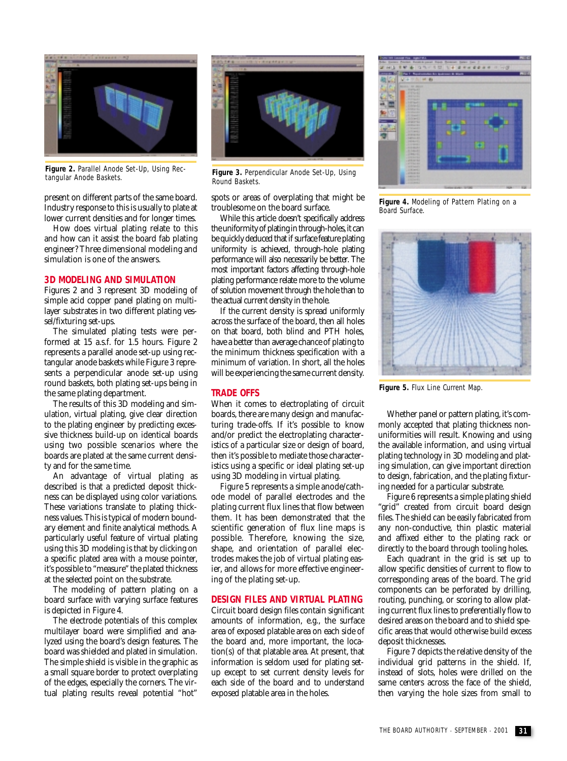**Figure 2.** Parallel Anode Set-Up, Using Rectangular Anode Baskets.

**Figure 3.** Perpendicular Anode Set-Up, Using Round Baskets.

**Figure 4.** Modeling of Pattern Plating on a Board Surface.

**Figure 5.** Flux Line Current Map.

present on different parts of the same board. Industry response to this is usually to plate at lower current densities and for longer times.

How does virtual plating relate to this and how can it assist the board fab plating engineer? Three dimensional modeling and simulation is one of the answers.

## 3D MODELING AND SIMULATION

Figures 2 and 3 represent 3D modeling of simple acid copper panel plating on multilayer substrates in two different plating vessel/fixturing set-ups.

The simulated plating tests were performed at 15 a.s.f. for 1.5 hours. Figure 2 represents a parallel anode set-up using rectangular anode baskets while Figure 3 represents a perpendicular anode set-up using round baskets, both plating set-ups being in the same plating department.

The results of this 3D modeling and simulation, virtual plating, give clear direction to the plating engineer by predicting excessive thickness build-up on identical boards using two possible scenarios where the boards are plated at the same current density and for the same time.

An advantage of virtual plating as described is that a predicted deposit thickness can be displayed using color variations. These variations translate to plating thickness values. This is typical of modern boundary element and finite analytical methods. A particularly useful feature of virtual plating using this 3D modeling is that by clicking on a specific plated area with a mouse pointer, it's possible to "measure" the plated thickness at the selected point on the substrate.

The modeling of pattern plating on a board surface with varying surface features is depicted in Figure 4.

The electrode potentials of this complex multilayer board were simplified and analyzed using the board's design features. The board was shielded and plated in simulation. The simple shield is visible in the graphic as a small square border to protect overplating of the edges, especially the corners. The virtual plating results reveal potential "hot" spots or areas of overplating that might be troublesome on the board surface.

While this article doesn't specifically address the uniformity of plating in through-holes, it can be quickly deduced that if surface feature plating uniformity is achieved, through-hole plating performance will also necessarily be better. The most important factors affecting through-hole plating performance relate more to the volume of solution movement through the hole than to the actual current density in the hole.

If the current density is spread uniformly across the surface of the board, then all holes on that board, both blind and PTH holes, have a better than average chance of plating to the minimum thickness specification with a minimum of variation. In short, all the holes will be experiencing the same current density.

## TRADE OFFS

When it comes to electroplating of circuit boards, there are many design and manufacturing trade-offs. If it's possible to know and/or predict the electroplating characteristics of a particular size or design of board, then it's possible to mediate those characteristics using a specific or ideal plating set-up using 3D modeling in virtual plating.

Figure 5 represents a simple anode/cathode model of parallel electrodes and the plating current flux lines that flow between them. It has been demonstrated that the scientific generation of flux line maps is possible. Therefore, knowing the size, shape, and orientation of parallel electrodes makes the job of virtual plating easier, and allows for more effective engineering of the plating set-up.

## DESIGN FILES AND VIRTUAL PLATING

Circuit board design files contain significant amounts of information, e.g., the surface area of exposed platable area on each side of the board and, more important, the location(s) of that platable area. At present, that information is seldom used for plating set-up except to set current density levels for each side of the board and to understand exposed platable area in the holes.

Whether panel or pattern plating, it's commonly accepted that plating thickness non-uniformities will result. Knowing and using the available information, and using virtual plating technology in 3D modeling and plating simulation, can give important direction to design, fabrication, and the plating fixturing needed for a particular substrate.

Figure 6 represents a simple plating shield "grid" created from circuit board design files. The shield can be easily fabricated from any non-conductive, thin plastic material and affixed either to the plating rack or directly to the board through tooling holes.

Each quadrant in the grid is set up to allow specific densities of current to flow to corresponding areas of the board. The grid components can be perforated by drilling, routing, punching, or scoring to allow plating current flux lines to preferentially flow to desired areas on the board and to shield specific areas that would otherwise build excess deposit thicknesses.

Figure 7 depicts the relative density of the individual grid patterns in the shield. If, instead of slots, holes were drilled on the same centers across the face of the shield, then varying the hole sizes from small to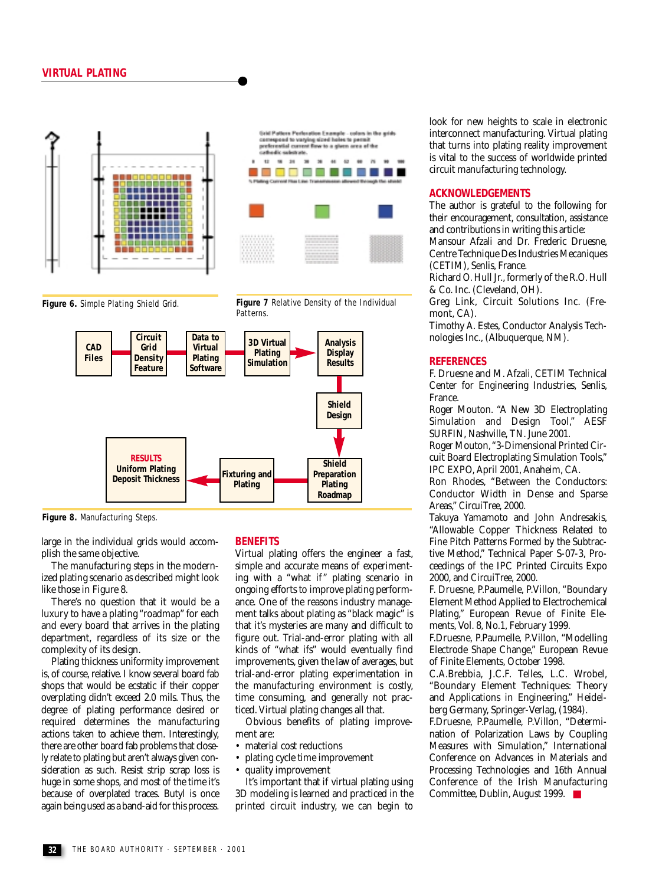Figure 6. Simple Plating Shield Grid.

Grid Pattern Perforation Example - colors in the grids correspond to varying sized holes to permit preferential current flow to a given area of the cathodic substrate.

% Plating Current Flux Line Transmission allowed through the shield

Figure 7 Relative Density of the Individual Patterns.

CAD Files

Circuit Grid Density Feature

Data to Virtual Plating Software

3D Virtual Plating Simulation

Analysis Display Results

Shield Design

Shield Preparation Plating Roadmap

Fixturing and Plating

RESULTS Uniform Plating Deposit Thickness

Figure 8. Manufacturing Steps.

large in the individual grids would accomplish the same objective.

The manufacturing steps in the modernized plating scenario as described might look like those in Figure 8.

There's no question that it would be a luxury to have a plating "roadmap" for each and every board that arrives in the plating department, regardless of its size or the complexity of its design.

Plating thickness uniformity improvement is, of course, relative. I know several board fab shops that would be ecstatic if their copper overplating didn't exceed 2.0 mils. Thus, the degree of plating performance desired or required determines the manufacturing actions taken to achieve them. Interestingly, there are other board fab problems that closely relate to plating but aren't always given consideration as such. Resist strip scrap loss is huge in some shops, and most of the time it's because of overplated traces. Butyl is once again being used as a band-aid for this process.

## BENEFITS

Virtual plating offers the engineer a fast, simple and accurate means of experimenting with a "what if" plating scenario in ongoing efforts to improve plating performance. One of the reasons industry management talks about plating as "black magic" is that it's mysteries are many and difficult to figure out. Trial-and-error plating with all kinds of "what ifs" would eventually find improvements, given the law of averages, but trial-and-error plating experimentation in the manufacturing environment is costly, time consuming, and generally not practiced. Virtual plating changes all that.

Obvious benefits of plating improvement are:

- material cost reductions
- plating cycle time improvement
- quality improvement

It's important that if virtual plating using 3D modeling is learned and practiced in the printed circuit industry, we can begin to look for new heights to scale in electronic interconnect manufacturing. Virtual plating that turns into plating reality improvement is vital to the success of worldwide printed circuit manufacturing technology.

## ACKNOWLEDGEMENTS

The author is grateful to the following for their encouragement, consultation, assistance and contributions in writing this article:

Mansour Afzali and Dr. Frederic Druesne, Centre Technique Des Industries Mecaniques (CETIM), Senlis, France.

Richard O. Hull Jr., formerly of the R.O. Hull & Co. Inc. (Cleveland, OH).

Greg Link, Circuit Solutions Inc. (Fremont, CA).

Timothy A. Estes, Conductor Analysis Technologies Inc., (Albuquerque, NM).

## REFERENCES

F. Druesne and M. Afzali, CETIM Technical Center for Engineering Industries, Senlis, France.

Roger Mouton. "A New 3D Electroplating Simulation and Design Tool," AESF SURFIN, Nashville, TN. June 2001.

Roger Mouton, "3-Dimensional Printed Circuit Board Electroplating Simulation Tools," IPC EXPO, April 2001, Anaheim, CA.

Ron Rhodes, "Between the Conductors: Conductor Width in Dense and Sparse Areas," CircuiTree, 2000.

Takuya Yamamoto and John Andresakis, "Allowable Copper Thickness Related to Fine Pitch Patterns Formed by the Subtractive Method," Technical Paper S-07-3, Proceedings of the IPC Printed Circuits Expo 2000, and CircuiTree, 2000.

F. Druesne, P.Paumelle, P.Villon, "Boundary Element Method Applied to Electrochemical Plating," European Revue of Finite Elements, Vol. 8, No.1, February 1999.

F.Druesne, P.Paumelle, P.Villon, "Modelling Electrode Shape Change," European Revue of Finite Elements, October 1998.

C.A.Brebbia, J.C.F. Telles, L.C. Wrobel, "Boundary Element Techniques: Theory and Applications in Engineering," Heidelberg Germany, Springer-Verlag, (1984).

F.Druesne, P.Paumelle, P.Villon, "Determination of Polarization Laws by Coupling Measures with Simulation," International Conference on Advances in Materials and Processing Technologies and 16th Annual Conference of the Irish Manufacturing Committee, Dublin, August 1999.